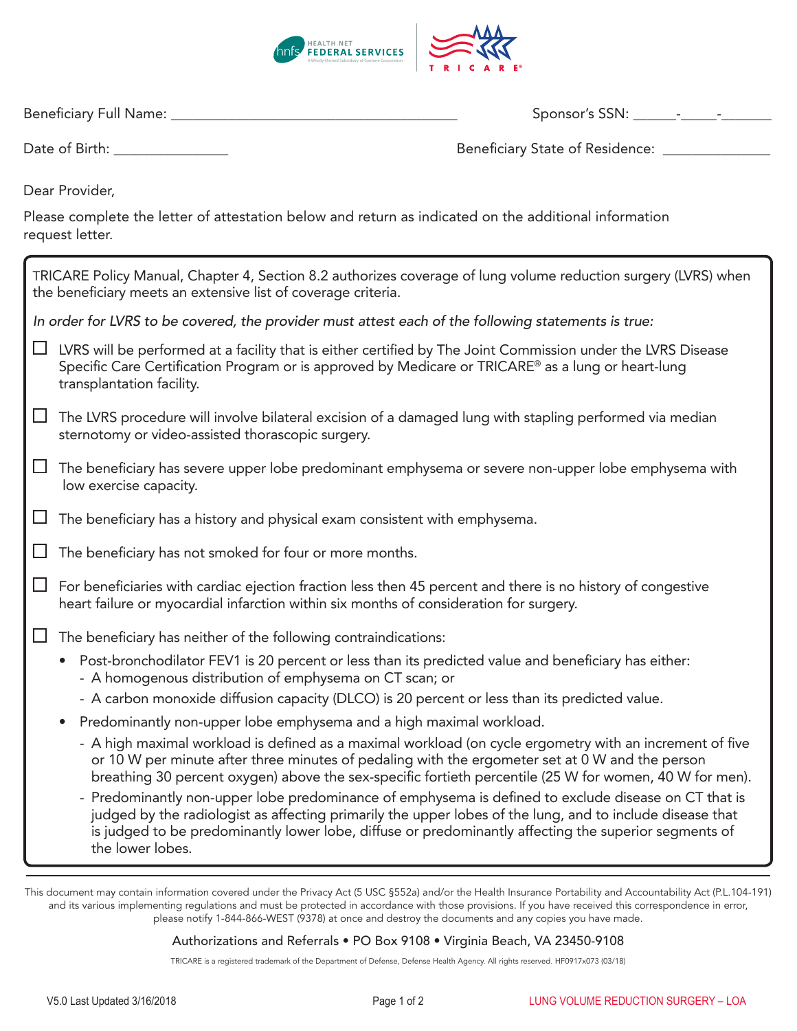Beneficiary Full Name: ________________________________________ Sponsor's SSN: ______-_____-_______

Date of Birth: ________________ Beneficiary State of Residence: _______________

Dear Provider,

Please complete the letter of attestation below and return as indicated on the additional information request letter.

TRICARE Policy Manual, Chapter 4, Section 8.2 authorizes coverage of lung volume reduction surgery (LVRS) when the beneficiary meets an extensive list of coverage criteria.

*In order for LVRS to be covered, the provider must attest each of the following statements is true:*

- ☐ LVRS will be performed at a facility that is either certified by The Joint Commission under the LVRS Disease Specific Care Certification Program or is approved by Medicare or TRICARE® as a lung or heart-lung transplantation facility.
- ☐ The LVRS procedure will involve bilateral excision of a damaged lung with stapling performed via median sternotomy or video-assisted thoracoscopic surgery.
- ☐ The beneficiary has severe upper lobe predominant emphysema or severe non-upper lobe emphysema with low exercise capacity.
- ☐ The beneficiary has a history and physical exam consistent with emphysema.
- ☐ The beneficiary has not smoked for four or more months.
- ☐ For beneficiaries with cardiac ejection fraction less then 45 percent and there is no history of congestive heart failure or myocardial infarction within six months of consideration for surgery.
- ☐ The beneficiary has neither of the following contraindications:
  - Post-bronchodilator FEV1 is 20 percent or less than its predicted value and beneficiary has either:
    - A homogenous distribution of emphysema on CT scan; or
    - A carbon monoxide diffusion capacity (DLCO) is 20 percent or less than its predicted value.
  - Predominantly non-upper lobe emphysema and a high maximal workload.
    - A high maximal workload is defined as a maximal workload (on cycle ergometry with an increment of five or 10 W per minute after three minutes of pedaling with the ergometer set at 0 W and the person breathing 30 percent oxygen) above the sex-specific fortieth percentile (25 W for women, 40 W for men).
    - Predominantly non-upper lobe predominance of emphysema is defined to exclude disease on CT that is judged by the radiologist as affecting primarily the upper lobes of the lung, and to include disease that is judged to be predominantly lower lobe, diffuse or predominantly affecting the superior segments of the lower lobes.

This document may contain information covered under the Privacy Act (5 USC §552a) and/or the Health Insurance Portability and Accountability Act (P.L.104-191) and its various implementing regulations and must be protected in accordance with those provisions. If you have received this correspondence in error, please notify 1-844-866-WEST (9378) at once and destroy the documents and any copies you have made.

Authorizations and Referrals • PO Box 9108 • Virginia Beach, VA 23450-9108

TRICARE is a registered trademark of the Department of Defense, Defense Health Agency. All rights reserved. HF0917x073 (03/18)

V5.0 Last Updated 3/16/2018

LUNG VOLUME REDUCTION SURGERY – LOA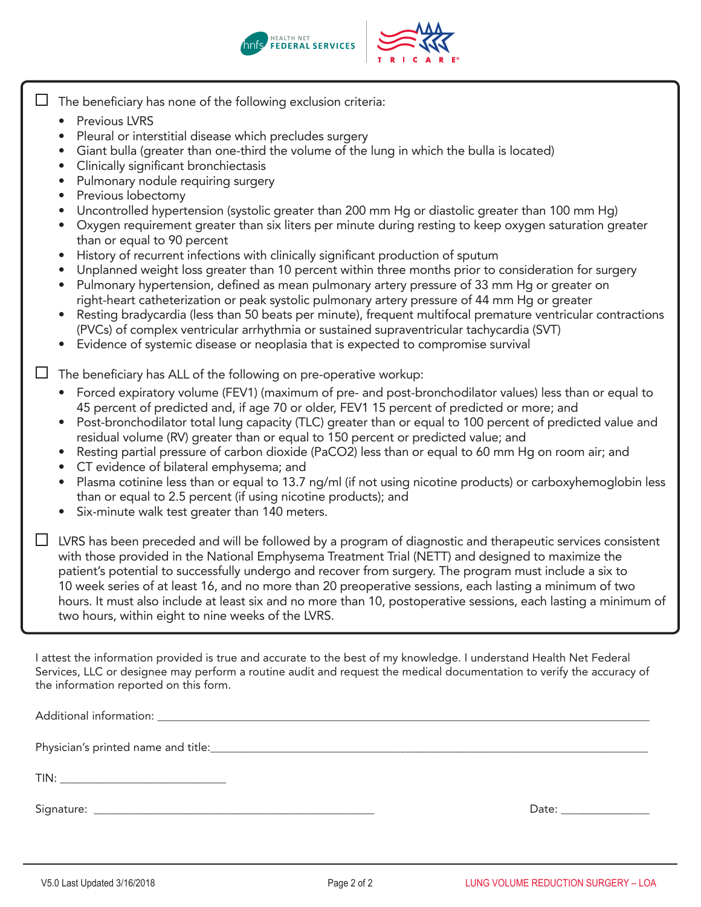☐ The beneficiary has none of the following exclusion criteria:

- Previous LVRS
- Pleural or interstitial disease which precludes surgery
- Giant bulla (greater than one-third the volume of the lung in which the bulla is located)
- Clinically significant bronchiectasis
- Pulmonary nodule requiring surgery
- Previous lobectomy
- Uncontrolled hypertension (systolic greater than 200 mm Hg or diastolic greater than 100 mm Hg)
- Oxygen requirement greater than six liters per minute during resting to keep oxygen saturation greater than or equal to 90 percent
- History of recurrent infections with clinically significant production of sputum
- Unplanned weight loss greater than 10 percent within three months prior to consideration for surgery
- Pulmonary hypertension, defined as mean pulmonary artery pressure of 33 mm Hg or greater on right-heart catheterization or peak systolic pulmonary artery pressure of 44 mm Hg or greater
- Resting bradycardia (less than 50 beats per minute), frequent multifocal premature ventricular contractions (PVCs) of complex ventricular arrhythmia or sustained supraventricular tachycardia (SVT)
- Evidence of systemic disease or neoplasia that is expected to compromise survival

☐ The beneficiary has ALL of the following on pre-operative workup:

- Forced expiratory volume (FEV1) (maximum of pre- and post-bronchodilator values) less than or equal to 45 percent of predicted and, if age 70 or older, FEV1 15 percent of predicted or more; and
- Post-bronchodilator total lung capacity (TLC) greater than or equal to 100 percent of predicted value and residual volume (RV) greater than or equal to 150 percent or predicted value; and
- Resting partial pressure of carbon dioxide ($PaCO_2$) less than or equal to 60 mm Hg on room air; and
- CT evidence of bilateral emphysema; and
- Plasma cotinine less than or equal to 13.7 ng/ml (if not using nicotine products) or carboxyhemoglobin less than or equal to 2.5 percent (if using nicotine products); and
- Six-minute walk test greater than 140 meters.

☐ LVRS has been preceded and will be followed by a program of diagnostic and therapeutic services consistent with those provided in the National Emphysema Treatment Trial (NETT) and designed to maximize the patient's potential to successfully undergo and recover from surgery. The program must include a six to 10 week series of at least 16, and no more than 20 preoperative sessions, each lasting a minimum of two hours. It must also include at least six and no more than 10, postoperative sessions, each lasting a minimum of two hours, within eight to nine weeks of the LVRS.

I attest the information provided is true and accurate to the best of my knowledge. I understand Health Net Federal Services, LLC or designee may perform a routine audit and request the medical documentation to verify the accuracy of the information reported on this form.

Additional information: ______________________________

Physician's printed name and title: ______________________________

TIN: ______________________________

Signature: ______________________________ Date: ______________